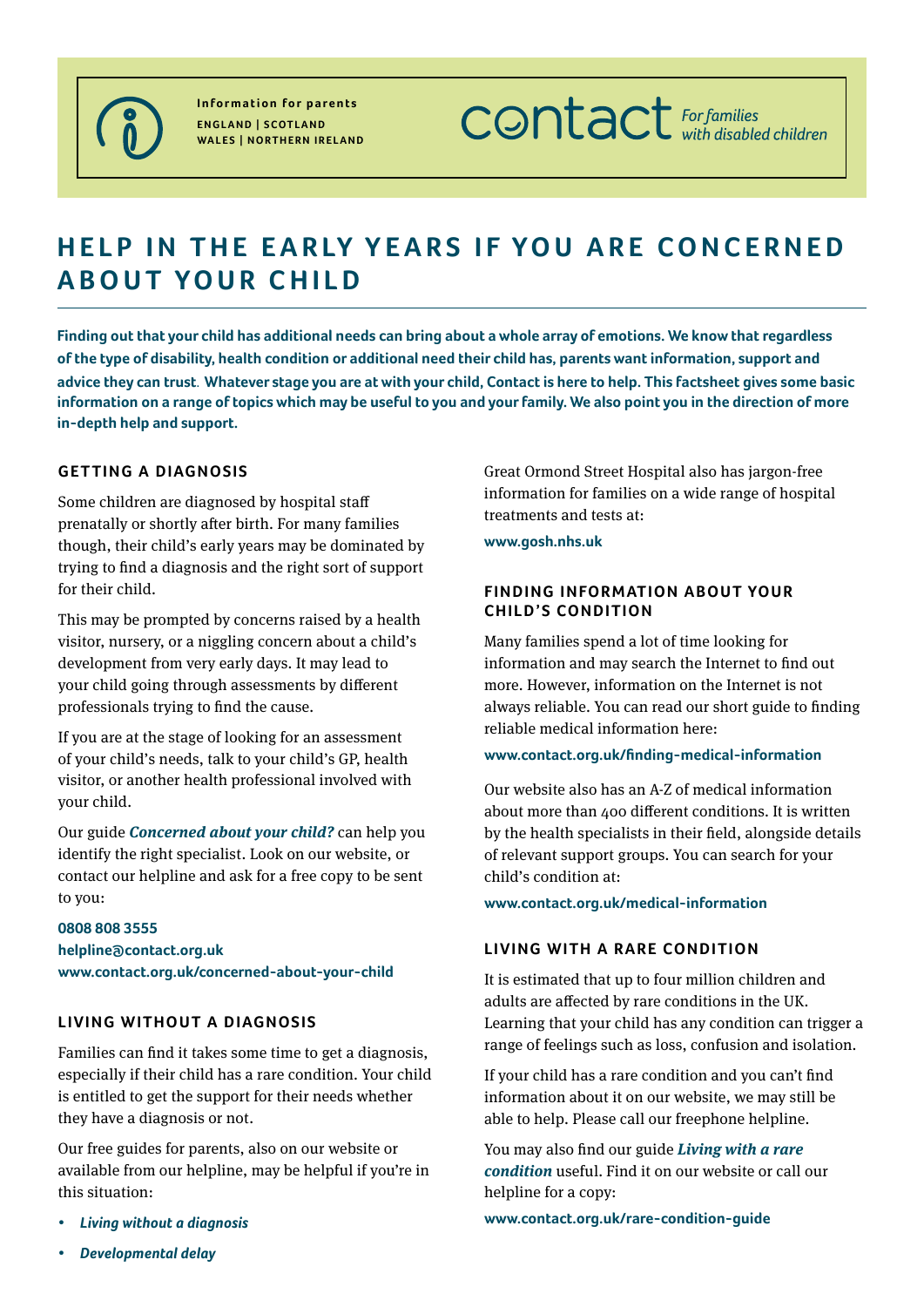Information for parents
ENGLAND | SCOTLAND
WALES | NORTHERN IRELAND

contact *For families with disabled children*

# HELP IN THE EARLY YEARS IF YOU ARE CONCERNED ABOUT YOUR CHILD

**Finding out that your child has additional needs can bring about a whole array of emotions. We know that regardless of the type of disability, health condition or additional need their child has, parents want information, support and advice they can trust. Whatever stage you are at with your child, Contact is here to help. This factsheet gives some basic information on a range of topics which may be useful to you and your family. We also point you in the direction of more in-depth help and support.**

## GETTING A DIAGNOSIS

Some children are diagnosed by hospital staff prenatally or shortly after birth. For many families though, their child's early years may be dominated by trying to find a diagnosis and the right sort of support for their child.

This may be prompted by concerns raised by a health visitor, nursery, or a niggling concern about a child's development from very early days. It may lead to your child going through assessments by different professionals trying to find the cause.

If you are at the stage of looking for an assessment of your child's needs, talk to your child's GP, health visitor, or another health professional involved with your child.

Our guide ***Concerned about your child?*** can help you identify the right specialist. Look on our website, or contact our helpline and ask for a free copy to be sent to you:

**0808 808 3555**
**helpline@contact.org.uk**
**www.contact.org.uk/concerned-about-your-child**

## LIVING WITHOUT A DIAGNOSIS

Families can find it takes some time to get a diagnosis, especially if their child has a rare condition. Your child is entitled to get the support for their needs whether they have a diagnosis or not.

Our free guides for parents, also on our website or available from our helpline, may be helpful if you're in this situation:

- ***Living without a diagnosis***
- ***Developmental delay***

Great Ormond Street Hospital also has jargon-free information for families on a wide range of hospital treatments and tests at:

**www.gosh.nhs.uk**

## FINDING INFORMATION ABOUT YOUR CHILD'S CONDITION

Many families spend a lot of time looking for information and may search the Internet to find out more. However, information on the Internet is not always reliable. You can read our short guide to finding reliable medical information here:

**www.contact.org.uk/finding-medical-information**

Our website also has an A-Z of medical information about more than 400 different conditions. It is written by the health specialists in their field, alongside details of relevant support groups. You can search for your child's condition at:

**www.contact.org.uk/medical-information**

## LIVING WITH A RARE CONDITION

It is estimated that up to four million children and adults are affected by rare conditions in the UK. Learning that your child has any condition can trigger a range of feelings such as loss, confusion and isolation.

If your child has a rare condition and you can't find information about it on our website, we may still be able to help. Please call our freephone helpline.

You may also find our guide ***Living with a rare condition*** useful. Find it on our website or call our helpline for a copy:

**www.contact.org.uk/rare-condition-guide**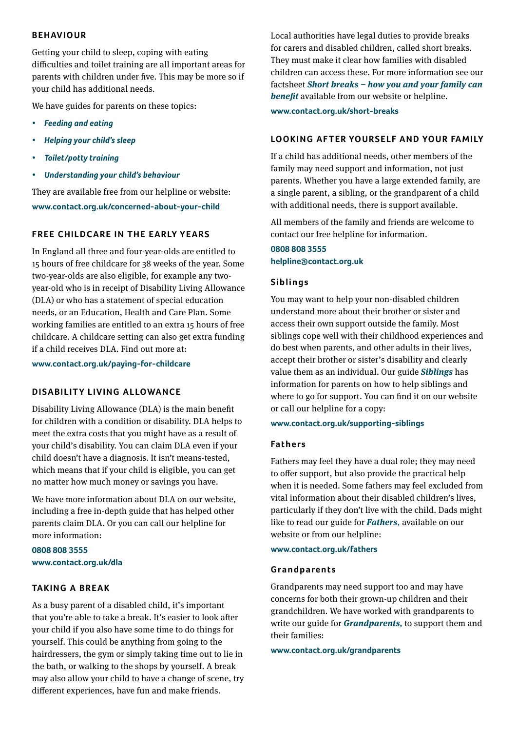## BEHAVIOUR

Getting your child to sleep, coping with eating difficulties and toilet training are all important areas for parents with children under five. This may be more so if your child has additional needs.

We have guides for parents on these topics:

- ***Feeding and eating***
- ***Helping your child's sleep***
- ***Toilet/potty training***
- ***Understanding your child's behaviour***

They are available free from our helpline or website:

**www.contact.org.uk/concerned-about-your-child**

## FREE CHILDCARE IN THE EARLY YEARS

In England all three and four-year-olds are entitled to 15 hours of free childcare for 38 weeks of the year. Some two-year-olds are also eligible, for example any two-year-old who is in receipt of Disability Living Allowance (DLA) or who has a statement of special education needs, or an Education, Health and Care Plan. Some working families are entitled to an extra 15 hours of free childcare. A childcare setting can also get extra funding if a child receives DLA. Find out more at:

**www.contact.org.uk/paying-for-childcare**

## DISABILITY LIVING ALLOWANCE

Disability Living Allowance (DLA) is the main benefit for children with a condition or disability. DLA helps to meet the extra costs that you might have as a result of your child's disability. You can claim DLA even if your child doesn't have a diagnosis. It isn't means-tested, which means that if your child is eligible, you can get no matter how much money or savings you have.

We have more information about DLA on our website, including a free in-depth guide that has helped other parents claim DLA. Or you can call our helpline for more information:

**0808 808 3555**
**www.contact.org.uk/dla**

## TAKING A BREAK

As a busy parent of a disabled child, it's important that you're able to take a break. It's easier to look after your child if you also have some time to do things for yourself. This could be anything from going to the hairdressers, the gym or simply taking time out to lie in the bath, or walking to the shops by yourself. A break may also allow your child to have a change of scene, try different experiences, have fun and make friends.

Local authorities have legal duties to provide breaks for carers and disabled children, called short breaks. They must make it clear how families with disabled children can access these. For more information see our factsheet ***Short breaks – how you and your family can benefit*** available from our website or helpline.

**www.contact.org.uk/short-breaks**

## LOOKING AFTER YOURSELF AND YOUR FAMILY

If a child has additional needs, other members of the family may need support and information, not just parents. Whether you have a large extended family, are a single parent, a sibling, or the grandparent of a child with additional needs, there is support available.

All members of the family and friends are welcome to contact our free helpline for information.

**0808 808 3555**
**helpline@contact.org.uk**

### Siblings

You may want to help your non-disabled children understand more about their brother or sister and access their own support outside the family. Most siblings cope well with their childhood experiences and do best when parents, and other adults in their lives, accept their brother or sister's disability and clearly value them as an individual. Our guide ***Siblings*** has information for parents on how to help siblings and where to go for support. You can find it on our website or call our helpline for a copy:

**www.contact.org.uk/supporting-siblings**

### Fathers

Fathers may feel they have a dual role; they may need to offer support, but also provide the practical help when it is needed. Some fathers may feel excluded from vital information about their disabled children's lives, particularly if they don't live with the child. Dads might like to read our guide for ***Fathers***, available on our website or from our helpline:

**www.contact.org.uk/fathers**

### Grandparents

Grandparents may need support too and may have concerns for both their grown-up children and their grandchildren. We have worked with grandparents to write our guide for ***Grandparents,*** to support them and their families:

**www.contact.org.uk/grandparents**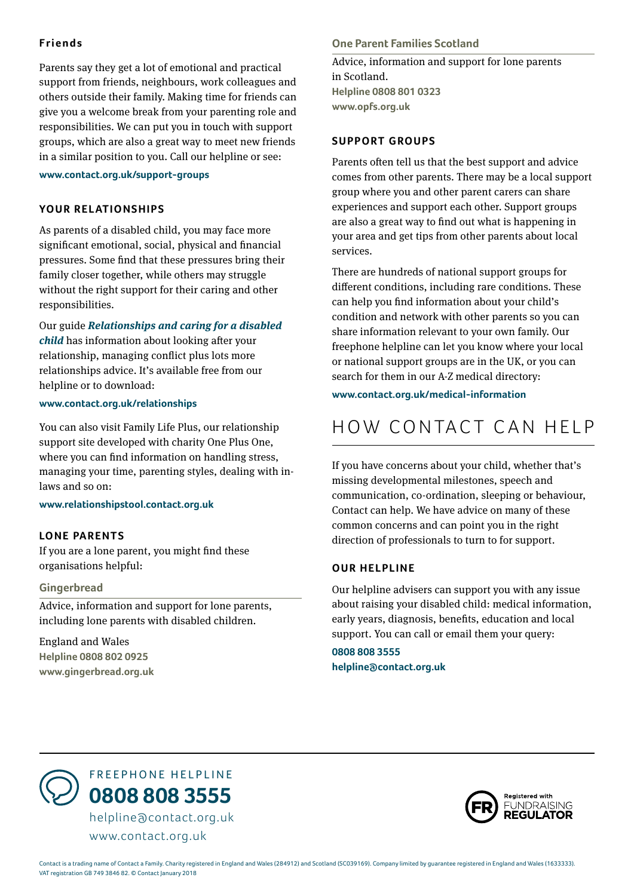### Friends

Parents say they get a lot of emotional and practical support from friends, neighbours, work colleagues and others outside their family. Making time for friends can give you a welcome break from your parenting role and responsibilities. We can put you in touch with support groups, which are also a great way to meet new friends in a similar position to you. Call our helpline or see:

**www.contact.org.uk/support-groups**

### YOUR RELATIONSHIPS

As parents of a disabled child, you may face more significant emotional, social, physical and financial pressures. Some find that these pressures bring their family closer together, while others may struggle without the right support for their caring and other responsibilities.

Our guide ***Relationships and caring for a disabled child*** has information about looking after your relationship, managing conflict plus lots more relationships advice. It's available free from our helpline or to download:

**www.contact.org.uk/relationships**

You can also visit Family Life Plus, our relationship support site developed with charity One Plus One, where you can find information on handling stress, managing your time, parenting styles, dealing with in-laws and so on:

**www.relationshipstool.contact.org.uk**

### LONE PARENTS

If you are a lone parent, you might find these organisations helpful:

#### Gingerbread

Advice, information and support for lone parents, including lone parents with disabled children.

England and Wales
**Helpline 0808 802 0925**
**www.gingerbread.org.uk**

#### One Parent Families Scotland

Advice, information and support for lone parents in Scotland.
**Helpline 0808 801 0323**
**www.opfs.org.uk**

### SUPPORT GROUPS

Parents often tell us that the best support and advice comes from other parents. There may be a local support group where you and other parent carers can share experiences and support each other. Support groups are also a great way to find out what is happening in your area and get tips from other parents about local services.

There are hundreds of national support groups for different conditions, including rare conditions. These can help you find information about your child's condition and network with other parents so you can share information relevant to your own family. Our freephone helpline can let you know where your local or national support groups are in the UK, or you can search for them in our A-Z medical directory:

**www.contact.org.uk/medical-information**

## HOW CONTACT CAN HELP

If you have concerns about your child, whether that's missing developmental milestones, speech and communication, co-ordination, sleeping or behaviour, Contact can help. We have advice on many of these common concerns and can point you in the right direction of professionals to turn to for support.

### OUR HELPLINE

Our helpline advisers can support you with any issue about raising your disabled child: medical information, early years, diagnosis, benefits, education and local support. You can call or email them your query:

**0808 808 3555**
**helpline@contact.org.uk**

FREEPHONE HELPLINE
**0808 808 3555**
helpline@contact.org.uk
www.contact.org.uk

Registered with FUNDRAISING REGULATOR

Contact is a trading name of Contact a Family. Charity registered in England and Wales (284912) and Scotland (SC039169). Company limited by guarantee registered in England and Wales (1633333). VAT registration GB 749 3846 82. © Contact January 2018